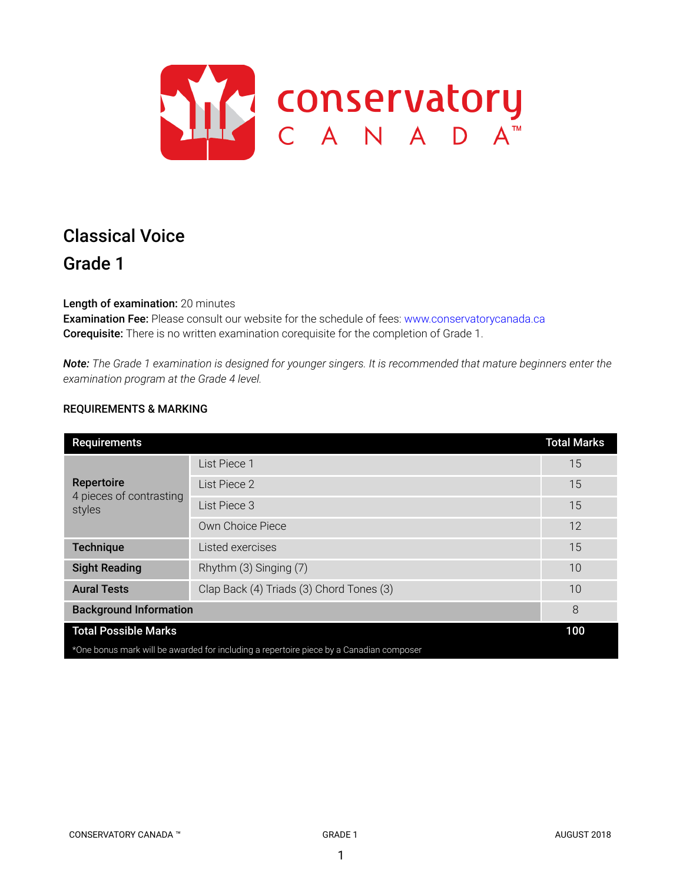# Classical Voice

## Grade 1

**Length of examination:** 20 minutes
**Examination Fee:** Please consult our website for the schedule of fees: www.conservatorycanada.ca
**Corequisite:** There is no written examination corequisite for the completion of Grade 1.

***Note:*** *The Grade 1 examination is designed for younger singers. It is recommended that mature beginners enter the examination program at the Grade 4 level.*

### REQUIREMENTS & MARKING

| Requirements | | Total Marks |
|---|---|---|
| **Repertoire** 4 pieces of contrasting styles | List Piece 1 | 15 |
| | List Piece 2 | 15 |
| | List Piece 3 | 15 |
| | Own Choice Piece | 12 |
| **Technique** | Listed exercises | 15 |
| **Sight Reading** | Rhythm (3) Singing (7) | 10 |
| **Aural Tests** | Clap Back (4) Triads (3) Chord Tones (3) | 10 |
| **Background Information** | | 8 |
| **Total Possible Marks** | | **100** |

*One bonus mark will be awarded for including a repertoire piece by a Canadian composer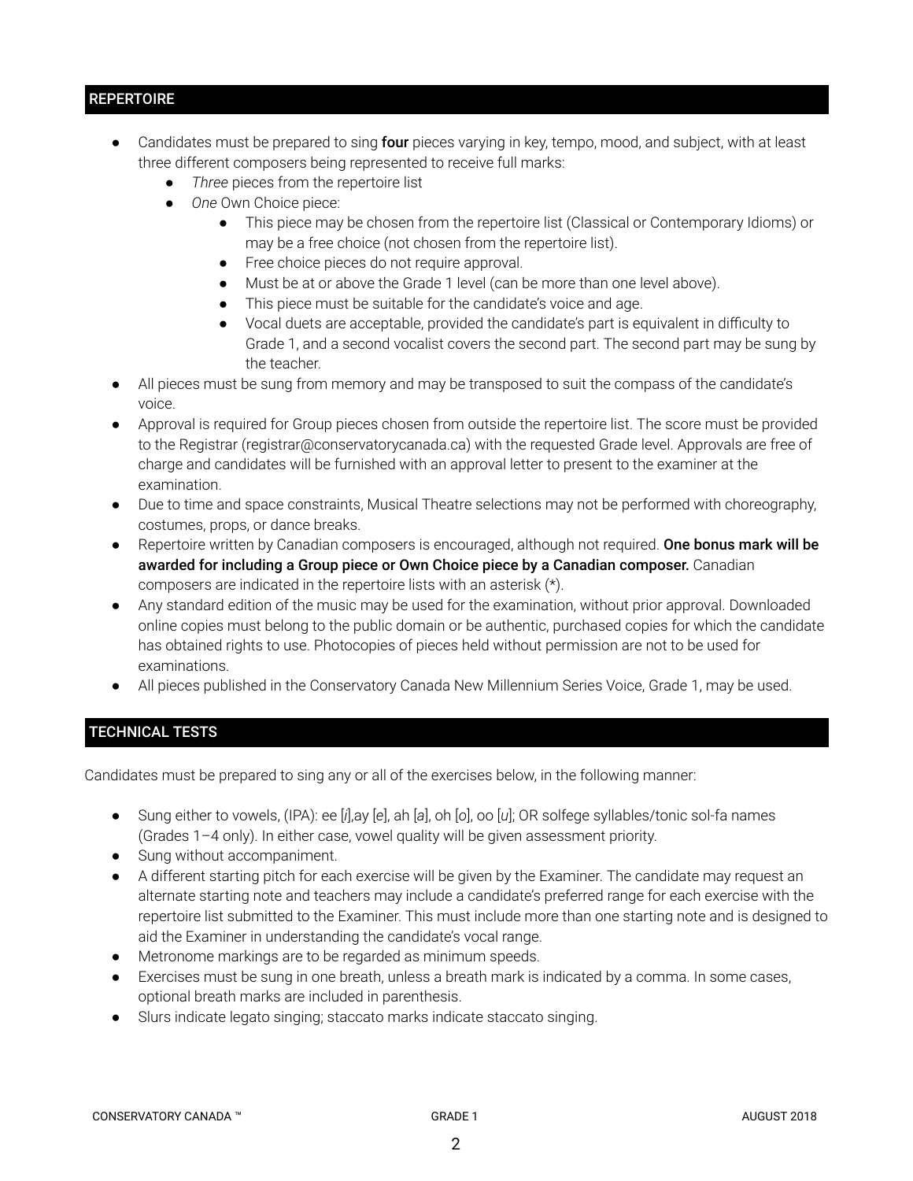## REPERTOIRE

- Candidates must be prepared to sing **four** pieces varying in key, tempo, mood, and subject, with at least three different composers being represented to receive full marks:
  - *Three* pieces from the repertoire list
  - *One* Own Choice piece:
    - This piece may be chosen from the repertoire list (Classical or Contemporary Idioms) or may be a free choice (not chosen from the repertoire list).
    - Free choice pieces do not require approval.
    - Must be at or above the Grade 1 level (can be more than one level above).
    - This piece must be suitable for the candidate's voice and age.
    - Vocal duets are acceptable, provided the candidate's part is equivalent in difficulty to Grade 1, and a second vocalist covers the second part. The second part may be sung by the teacher.
- All pieces must be sung from memory and may be transposed to suit the compass of the candidate's voice.
- Approval is required for Group pieces chosen from outside the repertoire list. The score must be provided to the Registrar (registrar@conservatorycanada.ca) with the requested Grade level. Approvals are free of charge and candidates will be furnished with an approval letter to present to the examiner at the examination.
- Due to time and space constraints, Musical Theatre selections may not be performed with choreography, costumes, props, or dance breaks.
- Repertoire written by Canadian composers is encouraged, although not required. **One bonus mark will be awarded for including a Group piece or Own Choice piece by a Canadian composer.** Canadian composers are indicated in the repertoire lists with an asterisk (*).
- Any standard edition of the music may be used for the examination, without prior approval. Downloaded online copies must belong to the public domain or be authentic, purchased copies for which the candidate has obtained rights to use. Photocopies of pieces held without permission are not to be used for examinations.
- All pieces published in the Conservatory Canada New Millennium Series Voice, Grade 1, may be used.

## TECHNICAL TESTS

Candidates must be prepared to sing any or all of the exercises below, in the following manner:

- Sung either to vowels, (IPA): ee [*i*],ay [*e*], ah [*a*], oh [*o*], oo [*u*]; OR solfege syllables/tonic sol-fa names (Grades 1–4 only). In either case, vowel quality will be given assessment priority.
- Sung without accompaniment.
- A different starting pitch for each exercise will be given by the Examiner. The candidate may request an alternate starting note and teachers may include a candidate's preferred range for each exercise with the repertoire list submitted to the Examiner. This must include more than one starting note and is designed to aid the Examiner in understanding the candidate's vocal range.
- Metronome markings are to be regarded as minimum speeds.
- Exercises must be sung in one breath, unless a breath mark is indicated by a comma. In some cases, optional breath marks are included in parenthesis.
- Slurs indicate legato singing; staccato marks indicate staccato singing.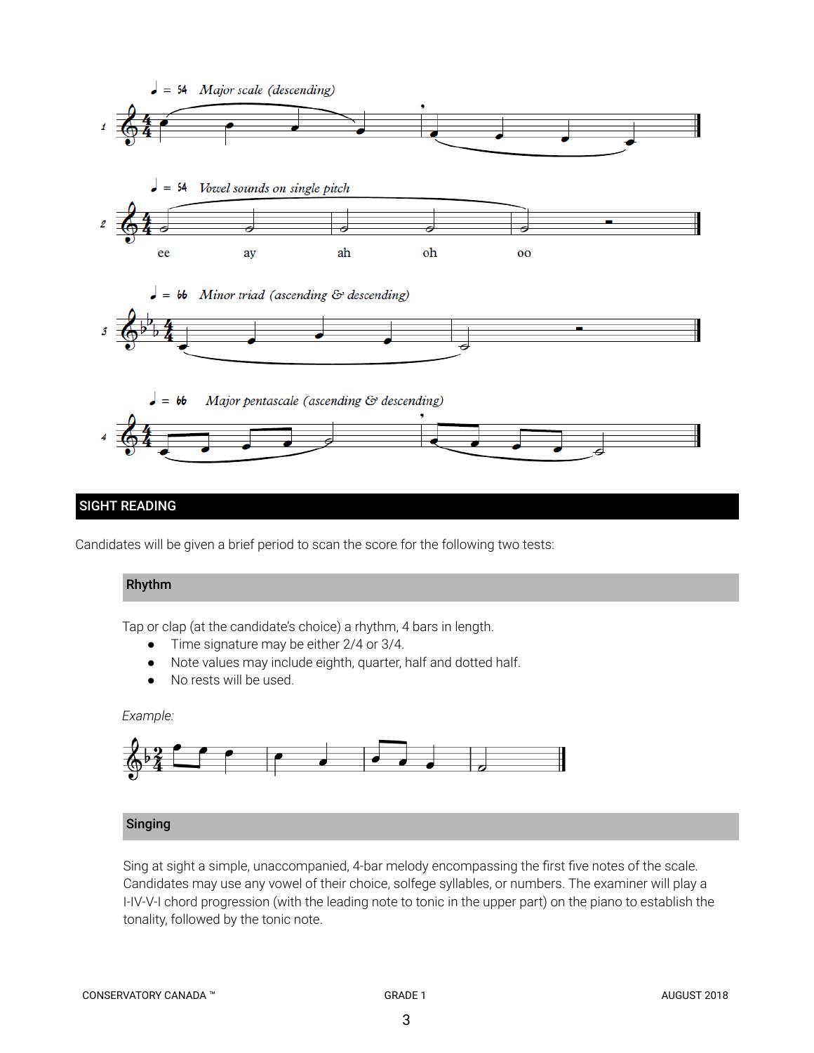♩ = 54 *Major scale (descending)*

♩ = 54 *Vowel sounds on single pitch*

ee ay ah oh oo

♩ = 66 *Minor triad (ascending & descending)*

♩ = 66 *Major pentascale (ascending & descending)*

## SIGHT READING

Candidates will be given a brief period to scan the score for the following two tests:

### Rhythm

Tap or clap (at the candidate's choice) a rhythm, 4 bars in length.

- Time signature may be either 2/4 or 3/4.
- Note values may include eighth, quarter, half and dotted half.
- No rests will be used.

*Example:*

### Singing

Sing at sight a simple, unaccompanied, 4-bar melody encompassing the first five notes of the scale. Candidates may use any vowel of their choice, solfege syllables, or numbers. The examiner will play a I-IV-V-I chord progression (with the leading note to tonic in the upper part) on the piano to establish the tonality, followed by the tonic note.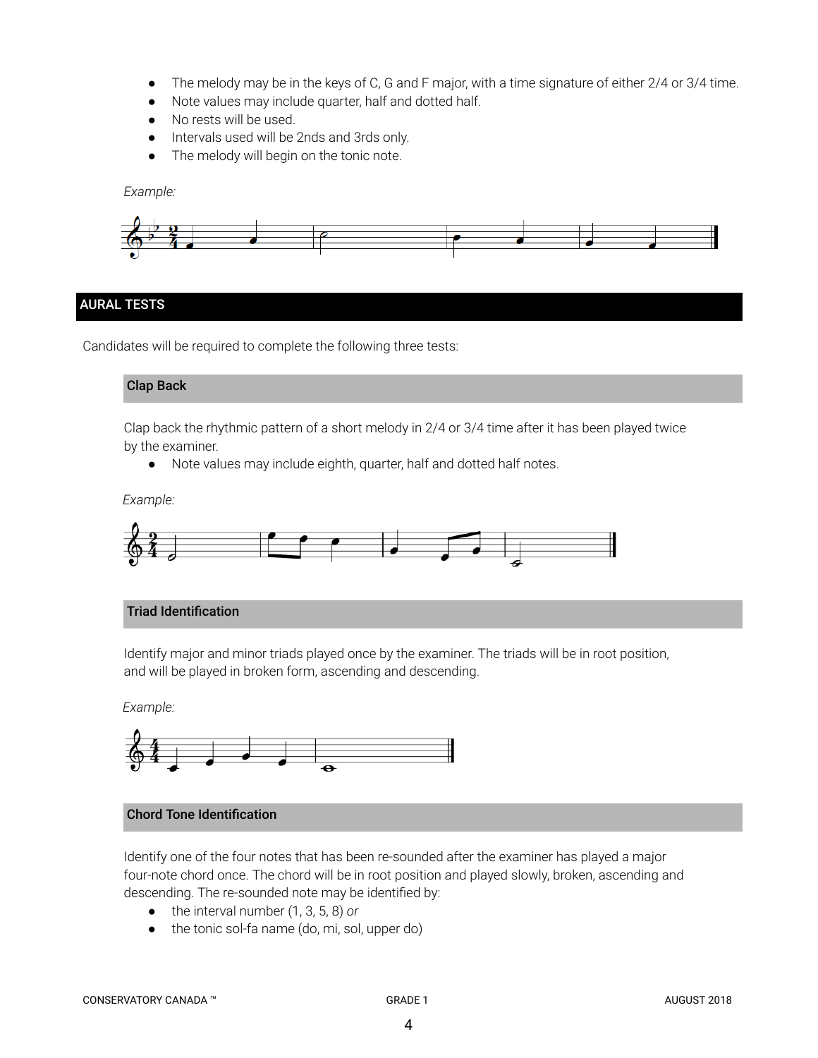- The melody may be in the keys of C, G and F major, with a time signature of either 2/4 or 3/4 time.
- Note values may include quarter, half and dotted half.
- No rests will be used.
- Intervals used will be 2nds and 3rds only.
- The melody will begin on the tonic note.

*Example:*

## AURAL TESTS

Candidates will be required to complete the following three tests:

### Clap Back

Clap back the rhythmic pattern of a short melody in 2/4 or 3/4 time after it has been played twice by the examiner.

- Note values may include eighth, quarter, half and dotted half notes.

*Example:*

### Triad Identification

Identify major and minor triads played once by the examiner. The triads will be in root position, and will be played in broken form, ascending and descending.

*Example:*

### Chord Tone Identification

Identify one of the four notes that has been re-sounded after the examiner has played a major four-note chord once. The chord will be in root position and played slowly, broken, ascending and descending. The re-sounded note may be identified by:

- the interval number (1, 3, 5, 8) *or*
- the tonic sol-fa name (do, mi, sol, upper do)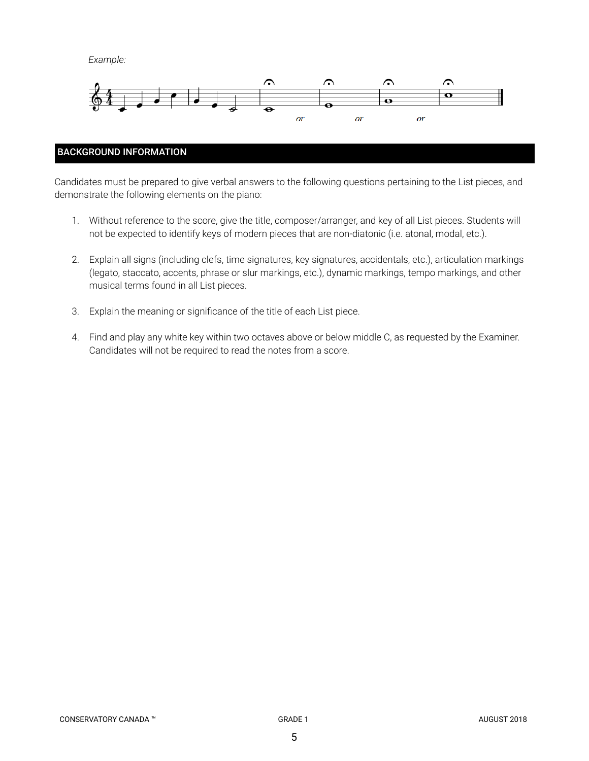*Example:*

or or or

## BACKGROUND INFORMATION

Candidates must be prepared to give verbal answers to the following questions pertaining to the List pieces, and demonstrate the following elements on the piano:

1. Without reference to the score, give the title, composer/arranger, and key of all List pieces. Students will not be expected to identify keys of modern pieces that are non-diatonic (i.e. atonal, modal, etc.).

2. Explain all signs (including clefs, time signatures, key signatures, accidentals, etc.), articulation markings (legato, staccato, accents, phrase or slur markings, etc.), dynamic markings, tempo markings, and other musical terms found in all List pieces.

3. Explain the meaning or significance of the title of each List piece.

4. Find and play any white key within two octaves above or below middle C, as requested by the Examiner. Candidates will not be required to read the notes from a score.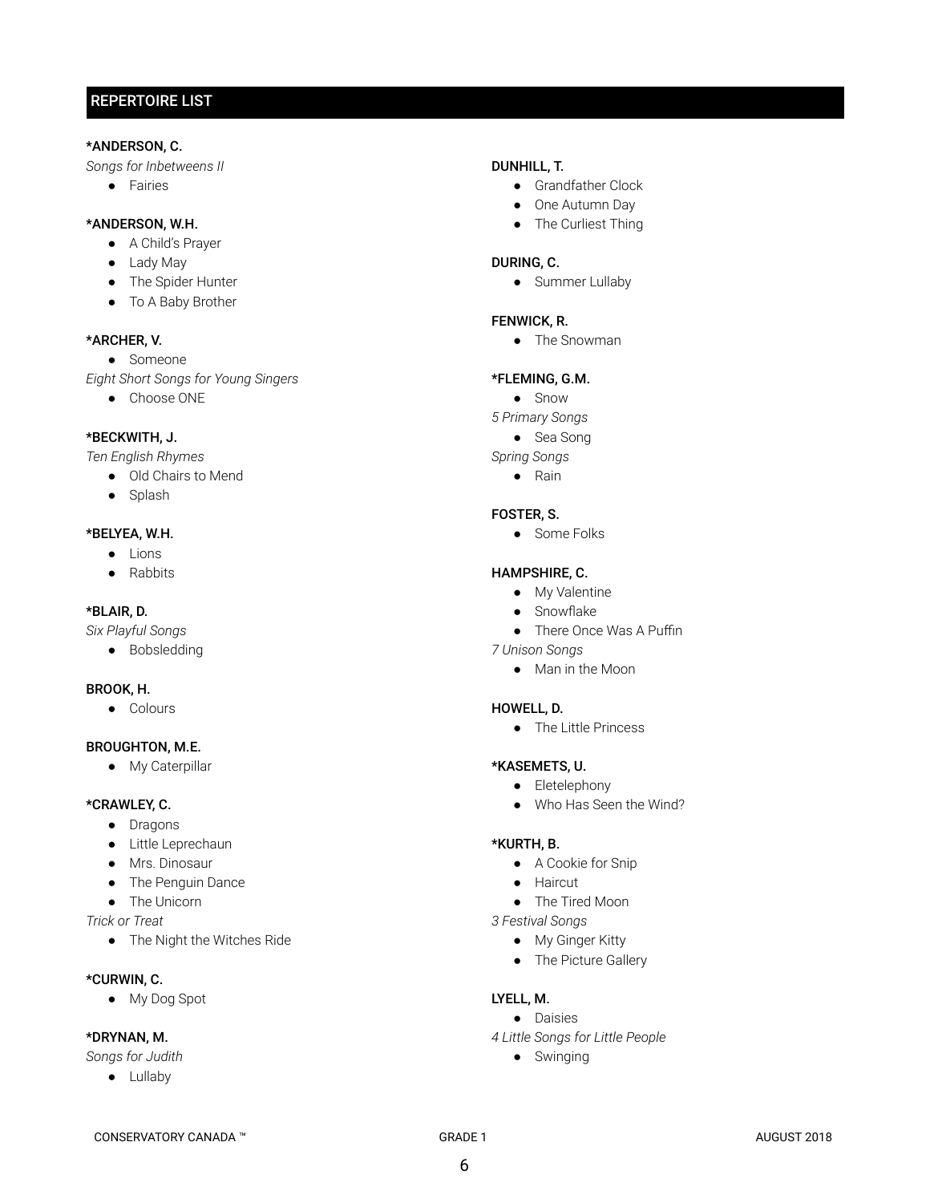## REPERTOIRE LIST

**\*ANDERSON, C.**

*Songs for Inbetweens II*

- Fairies

**\*ANDERSON, W.H.**

- A Child's Prayer
- Lady May
- The Spider Hunter
- To A Baby Brother

**\*ARCHER, V.**

- Someone

*Eight Short Songs for Young Singers*

- Choose ONE

**\*BECKWITH, J.**

*Ten English Rhymes*

- Old Chairs to Mend
- Splash

**\*BELYEA, W.H.**

- Lions
- Rabbits

**\*BLAIR, D.**

*Six Playful Songs*

- Bobsledding

**BROOK, H.**

- Colours

**BROUGHTON, M.E.**

- My Caterpillar

**\*CRAWLEY, C.**

- Dragons
- Little Leprechaun
- Mrs. Dinosaur
- The Penguin Dance
- The Unicorn

*Trick or Treat*

- The Night the Witches Ride

**\*CURWIN, C.**

- My Dog Spot

**\*DRYNAN, M.**

*Songs for Judith*

- Lullaby

**DUNHILL, T.**

- Grandfather Clock
- One Autumn Day
- The Curliest Thing

**DURING, C.**

- Summer Lullaby

**FENWICK, R.**

- The Snowman

**\*FLEMING, G.M.**

- Snow

*5 Primary Songs*

- Sea Song

*Spring Songs*

- Rain

**FOSTER, S.**

- Some Folks

**HAMPSHIRE, C.**

- My Valentine
- Snowflake
- There Once Was A Puffin

*7 Unison Songs*

- Man in the Moon

**HOWELL, D.**

- The Little Princess

**\*KASEMETS, U.**

- Eletelephony
- Who Has Seen the Wind?

**\*KURTH, B.**

- A Cookie for Snip
- Haircut
- The Tired Moon

*3 Festival Songs*

- My Ginger Kitty
- The Picture Gallery

**LYELL, M.**

- Daisies

*4 Little Songs for Little People*

- Swinging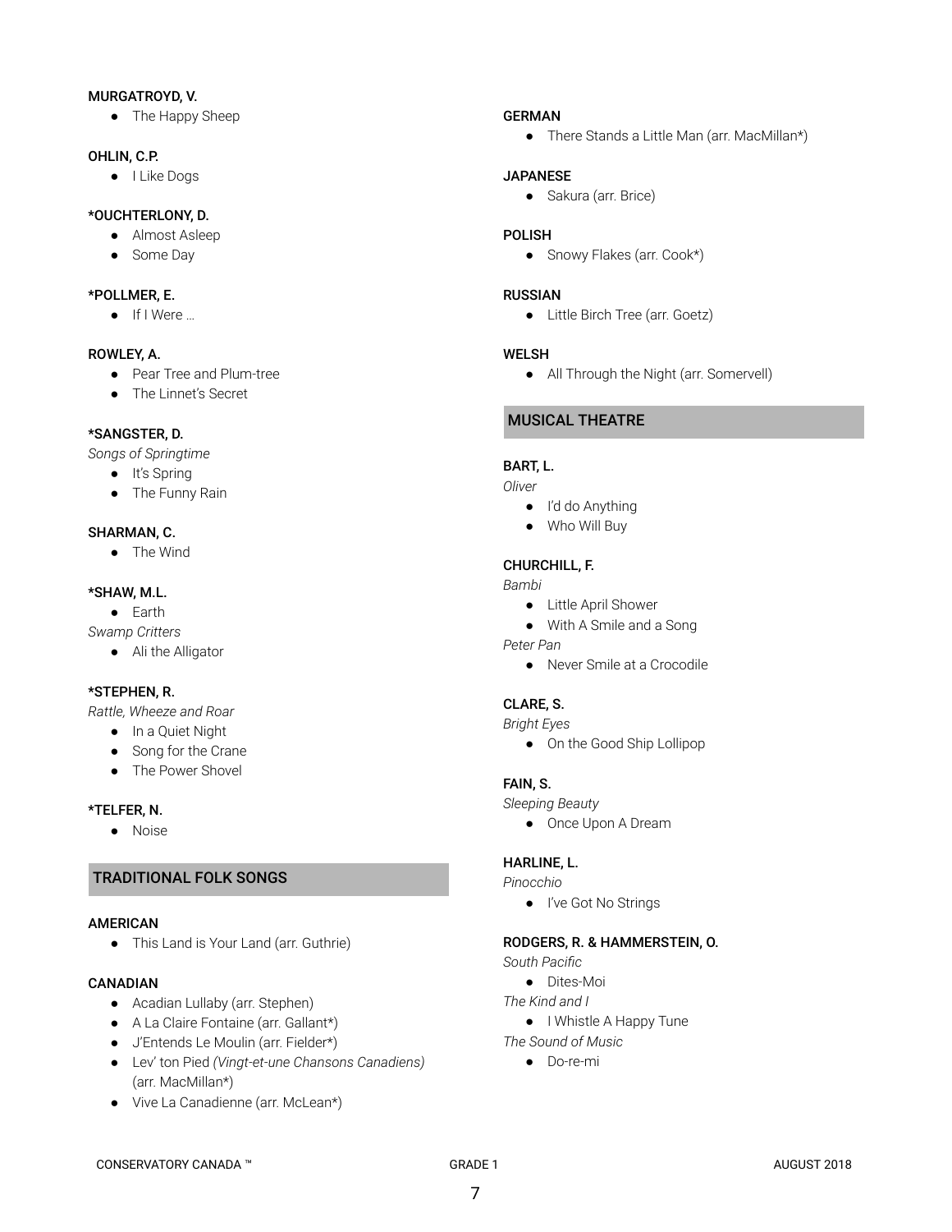**MURGATROYD, V.**

- The Happy Sheep

**OHLIN, C.P.**

- I Like Dogs

***OUCHTERLONY, D.**

- Almost Asleep
- Some Day

***POLLMER, E.**

- If I Were …

**ROWLEY, A.**

- Pear Tree and Plum-tree
- The Linnet's Secret

***SANGSTER, D.**

*Songs of Springtime*

- It's Spring
- The Funny Rain

**SHARMAN, C.**

- The Wind

***SHAW, M.L.**

- Earth

*Swamp Critters*

- Ali the Alligator

***STEPHEN, R.**

*Rattle, Wheeze and Roar*

- In a Quiet Night
- Song for the Crane
- The Power Shovel

***TELFER, N.**

- Noise

## TRADITIONAL FOLK SONGS

**AMERICAN**

- This Land is Your Land (arr. Guthrie)

**CANADIAN**

- Acadian Lullaby (arr. Stephen)
- A La Claire Fontaine (arr. Gallant*)
- J'Entends Le Moulin (arr. Fielder*)
- Lev' ton Pied *(Vingt-et-une Chansons Canadiens)* (arr. MacMillan*)
- Vive La Canadienne (arr. McLean*)

**GERMAN**

- There Stands a Little Man (arr. MacMillan*)

**JAPANESE**

- Sakura (arr. Brice)

**POLISH**

- Snowy Flakes (arr. Cook*)

**RUSSIAN**

- Little Birch Tree (arr. Goetz)

**WELSH**

- All Through the Night (arr. Somervell)

## MUSICAL THEATRE

**BART, L.**

*Oliver*

- I'd do Anything
- Who Will Buy

**CHURCHILL, F.**

*Bambi*

- Little April Shower
- With A Smile and a Song

*Peter Pan*

- Never Smile at a Crocodile

**CLARE, S.**

*Bright Eyes*

- On the Good Ship Lollipop

**FAIN, S.**

*Sleeping Beauty*

- Once Upon A Dream

**HARLINE, L.**

*Pinocchio*

- I've Got No Strings

**RODGERS, R. & HAMMERSTEIN, O.**

*South Pacific*

- Dites-Moi

*The Kind and I*

- I Whistle A Happy Tune

*The Sound of Music*

- Do-re-mi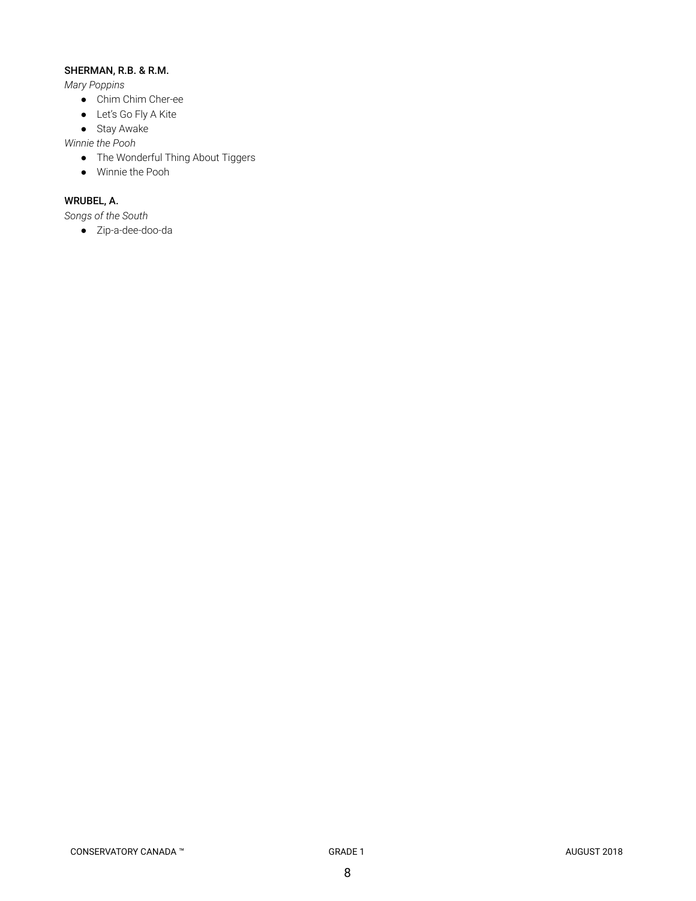SHERMAN, R.B. & R.M.

*Mary Poppins*

- Chim Chim Cher-ee
- Let's Go Fly A Kite
- Stay Awake

*Winnie the Pooh*

- The Wonderful Thing About Tiggers
- Winnie the Pooh

WRUBEL, A.

*Songs of the South*

- Zip-a-dee-doo-da